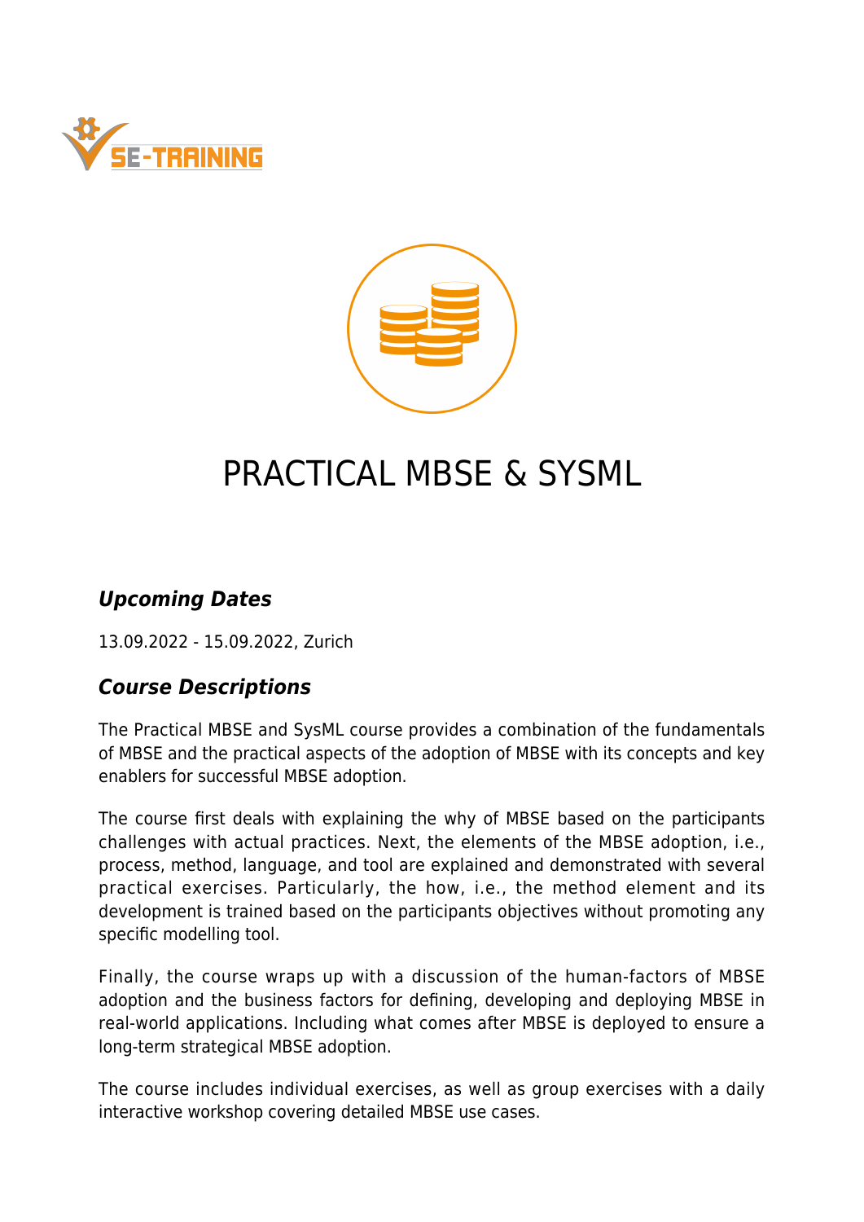# PRACTICAL MBSE & SYSML

## *Upcoming Dates*

13.09.2022 - 15.09.2022, Zurich

## *Course Descriptions*

The Practical MBSE and SysML course provides a combination of the fundamentals of MBSE and the practical aspects of the adoption of MBSE with its concepts and key enablers for successful MBSE adoption.

The course first deals with explaining the why of MBSE based on the participants challenges with actual practices. Next, the elements of the MBSE adoption, i.e., process, method, language, and tool are explained and demonstrated with several practical exercises. Particularly, the how, i.e., the method element and its development is trained based on the participants objectives without promoting any specific modelling tool.

Finally, the course wraps up with a discussion of the human-factors of MBSE adoption and the business factors for defining, developing and deploying MBSE in real-world applications. Including what comes after MBSE is deployed to ensure a long-term strategical MBSE adoption.

The course includes individual exercises, as well as group exercises with a daily interactive workshop covering detailed MBSE use cases.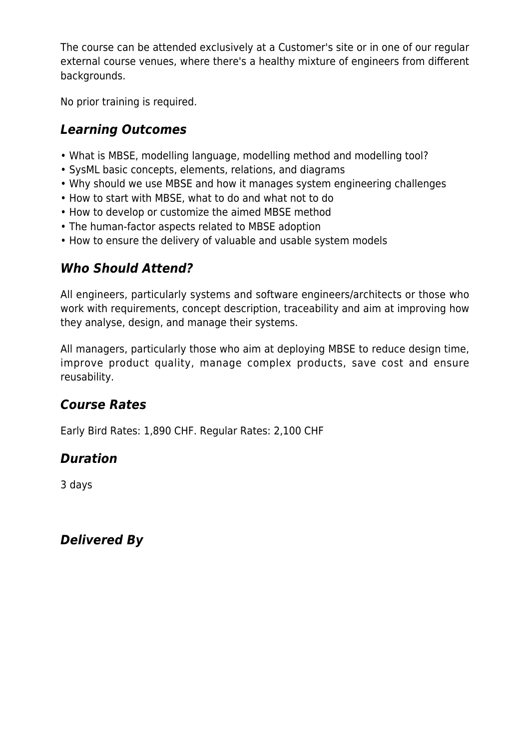The course can be attended exclusively at a Customer's site or in one of our regular external course venues, where there's a healthy mixture of engineers from different backgrounds.

No prior training is required.

## *Learning Outcomes*

- What is MBSE, modelling language, modelling method and modelling tool?
- SysML basic concepts, elements, relations, and diagrams
- Why should we use MBSE and how it manages system engineering challenges
- How to start with MBSE, what to do and what not to do
- How to develop or customize the aimed MBSE method
- The human-factor aspects related to MBSE adoption
- How to ensure the delivery of valuable and usable system models

## *Who Should Attend?*

All engineers, particularly systems and software engineers/architects or those who work with requirements, concept description, traceability and aim at improving how they analyse, design, and manage their systems.

All managers, particularly those who aim at deploying MBSE to reduce design time, improve product quality, manage complex products, save cost and ensure reusability.

## *Course Rates*

Early Bird Rates: 1,890 CHF. Regular Rates: 2,100 CHF

## *Duration*

3 days

## *Delivered By*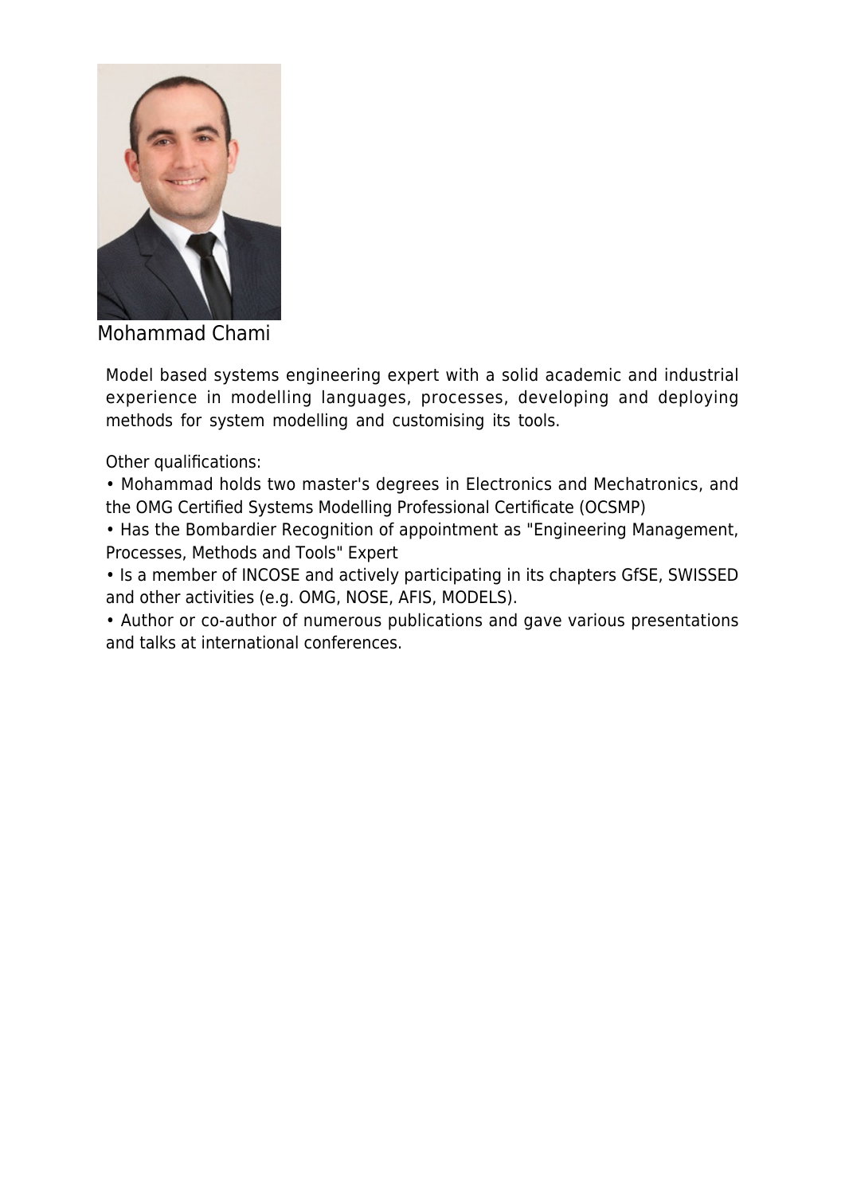Mohammad Chami

Model based systems engineering expert with a solid academic and industrial experience in modelling languages, processes, developing and deploying methods for system modelling and customising its tools.

Other qualifications:

- Mohammad holds two master's degrees in Electronics and Mechatronics, and the OMG Certified Systems Modelling Professional Certificate (OCSMP)
- Has the Bombardier Recognition of appointment as "Engineering Management, Processes, Methods and Tools" Expert
- Is a member of INCOSE and actively participating in its chapters GfSE, SWISSED and other activities (e.g. OMG, NOSE, AFIS, MODELS).
- Author or co-author of numerous publications and gave various presentations and talks at international conferences.